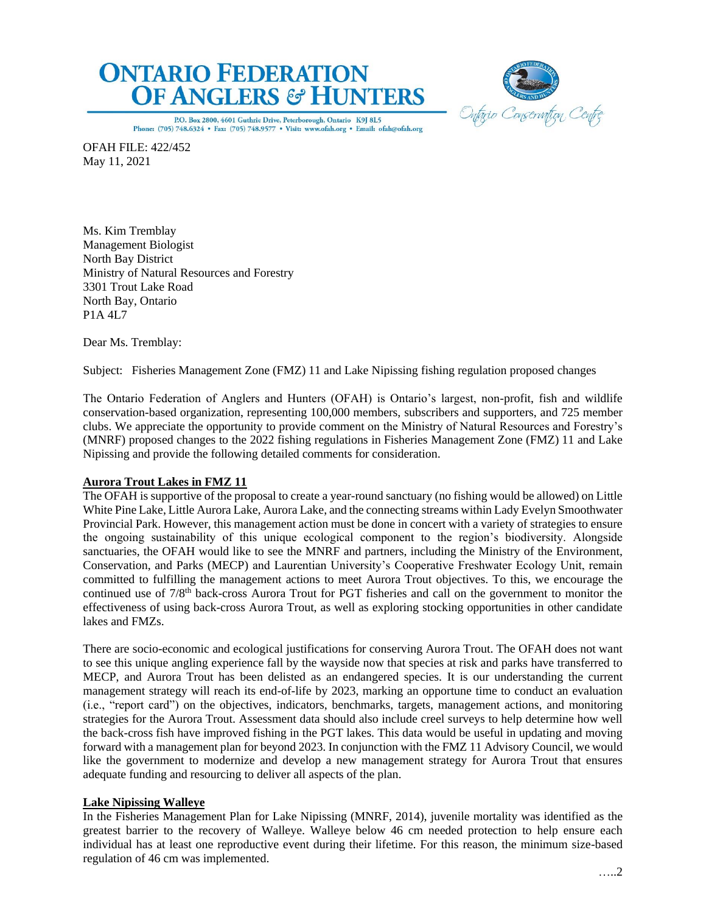# ONTARIO FEDERATION OF ANGLERS & HUNTERS

P.O. Box 2800, 4601 Guthrie Drive, Peterborough, Ontario K9J 8L5
Phone: (705) 748.6324 • Fax: (705) 748.9577 • Visit: www.ofah.org • Email: ofah@ofah.org

Ontario Conservation Centre

OFAH FILE: 422/452
May 11, 2021

Ms. Kim Tremblay
Management Biologist
North Bay District
Ministry of Natural Resources and Forestry
3301 Trout Lake Road
North Bay, Ontario
P1A 4L7

Dear Ms. Tremblay:

Subject: Fisheries Management Zone (FMZ) 11 and Lake Nipissing fishing regulation proposed changes

The Ontario Federation of Anglers and Hunters (OFAH) is Ontario's largest, non-profit, fish and wildlife conservation-based organization, representing 100,000 members, subscribers and supporters, and 725 member clubs. We appreciate the opportunity to provide comment on the Ministry of Natural Resources and Forestry's (MNRF) proposed changes to the 2022 fishing regulations in Fisheries Management Zone (FMZ) 11 and Lake Nipissing and provide the following detailed comments for consideration.

**Aurora Trout Lakes in FMZ 11**

The OFAH is supportive of the proposal to create a year-round sanctuary (no fishing would be allowed) on Little White Pine Lake, Little Aurora Lake, Aurora Lake, and the connecting streams within Lady Evelyn Smoothwater Provincial Park. However, this management action must be done in concert with a variety of strategies to ensure the ongoing sustainability of this unique ecological component to the region's biodiversity. Alongside sanctuaries, the OFAH would like to see the MNRF and partners, including the Ministry of the Environment, Conservation, and Parks (MECP) and Laurentian University's Cooperative Freshwater Ecology Unit, remain committed to fulfilling the management actions to meet Aurora Trout objectives. To this, we encourage the continued use of 7/8th back-cross Aurora Trout for PGT fisheries and call on the government to monitor the effectiveness of using back-cross Aurora Trout, as well as exploring stocking opportunities in other candidate lakes and FMZs.

There are socio-economic and ecological justifications for conserving Aurora Trout. The OFAH does not want to see this unique angling experience fall by the wayside now that species at risk and parks have transferred to MECP, and Aurora Trout has been delisted as an endangered species. It is our understanding the current management strategy will reach its end-of-life by 2023, marking an opportune time to conduct an evaluation (i.e., "report card") on the objectives, indicators, benchmarks, targets, management actions, and monitoring strategies for the Aurora Trout. Assessment data should also include creel surveys to help determine how well the back-cross fish have improved fishing in the PGT lakes. This data would be useful in updating and moving forward with a management plan for beyond 2023. In conjunction with the FMZ 11 Advisory Council, we would like the government to modernize and develop a new management strategy for Aurora Trout that ensures adequate funding and resourcing to deliver all aspects of the plan.

**Lake Nipissing Walleye**

In the Fisheries Management Plan for Lake Nipissing (MNRF, 2014), juvenile mortality was identified as the greatest barrier to the recovery of Walleye. Walleye below 46 cm needed protection to help ensure each individual has at least one reproductive event during their lifetime. For this reason, the minimum size-based regulation of 46 cm was implemented.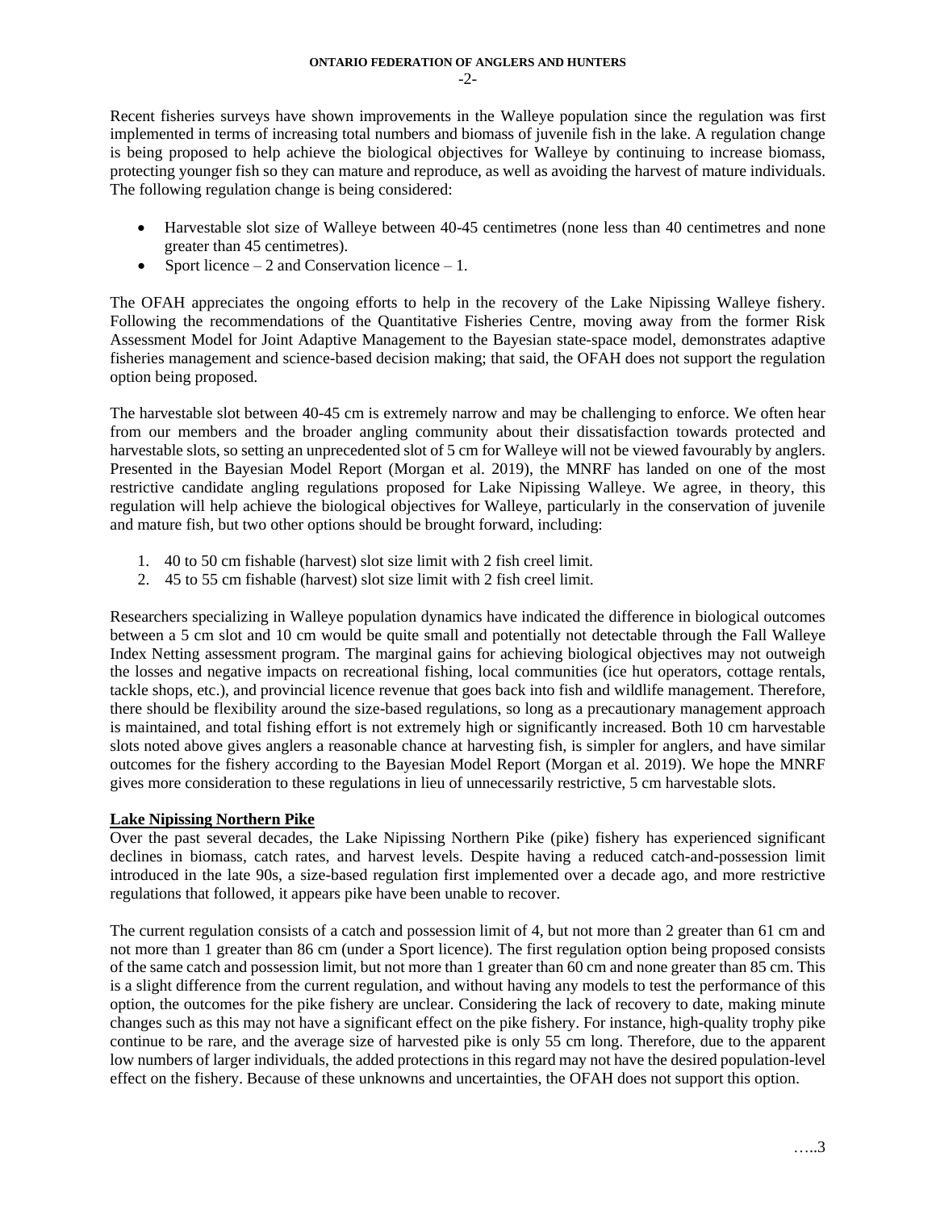Recent fisheries surveys have shown improvements in the Walleye population since the regulation was first implemented in terms of increasing total numbers and biomass of juvenile fish in the lake. A regulation change is being proposed to help achieve the biological objectives for Walleye by continuing to increase biomass, protecting younger fish so they can mature and reproduce, as well as avoiding the harvest of mature individuals. The following regulation change is being considered:

- Harvestable slot size of Walleye between 40-45 centimetres (none less than 40 centimetres and none greater than 45 centimetres).
- Sport licence – 2 and Conservation licence – 1.

The OFAH appreciates the ongoing efforts to help in the recovery of the Lake Nipissing Walleye fishery. Following the recommendations of the Quantitative Fisheries Centre, moving away from the former Risk Assessment Model for Joint Adaptive Management to the Bayesian state-space model, demonstrates adaptive fisheries management and science-based decision making; that said, the OFAH does not support the regulation option being proposed.

The harvestable slot between 40-45 cm is extremely narrow and may be challenging to enforce. We often hear from our members and the broader angling community about their dissatisfaction towards protected and harvestable slots, so setting an unprecedented slot of 5 cm for Walleye will not be viewed favourably by anglers. Presented in the Bayesian Model Report (Morgan et al. 2019), the MNRF has landed on one of the most restrictive candidate angling regulations proposed for Lake Nipissing Walleye. We agree, in theory, this regulation will help achieve the biological objectives for Walleye, particularly in the conservation of juvenile and mature fish, but two other options should be brought forward, including:

1. 40 to 50 cm fishable (harvest) slot size limit with 2 fish creel limit.
2. 45 to 55 cm fishable (harvest) slot size limit with 2 fish creel limit.

Researchers specializing in Walleye population dynamics have indicated the difference in biological outcomes between a 5 cm slot and 10 cm would be quite small and potentially not detectable through the Fall Walleye Index Netting assessment program. The marginal gains for achieving biological objectives may not outweigh the losses and negative impacts on recreational fishing, local communities (ice hut operators, cottage rentals, tackle shops, etc.), and provincial licence revenue that goes back into fish and wildlife management. Therefore, there should be flexibility around the size-based regulations, so long as a precautionary management approach is maintained, and total fishing effort is not extremely high or significantly increased. Both 10 cm harvestable slots noted above gives anglers a reasonable chance at harvesting fish, is simpler for anglers, and have similar outcomes for the fishery according to the Bayesian Model Report (Morgan et al. 2019). We hope the MNRF gives more consideration to these regulations in lieu of unnecessarily restrictive, 5 cm harvestable slots.

**Lake Nipissing Northern Pike**

Over the past several decades, the Lake Nipissing Northern Pike (pike) fishery has experienced significant declines in biomass, catch rates, and harvest levels. Despite having a reduced catch-and-possession limit introduced in the late 90s, a size-based regulation first implemented over a decade ago, and more restrictive regulations that followed, it appears pike have been unable to recover.

The current regulation consists of a catch and possession limit of 4, but not more than 2 greater than 61 cm and not more than 1 greater than 86 cm (under a Sport licence). The first regulation option being proposed consists of the same catch and possession limit, but not more than 1 greater than 60 cm and none greater than 85 cm. This is a slight difference from the current regulation, and without having any models to test the performance of this option, the outcomes for the pike fishery are unclear. Considering the lack of recovery to date, making minute changes such as this may not have a significant effect on the pike fishery. For instance, high-quality trophy pike continue to be rare, and the average size of harvested pike is only 55 cm long. Therefore, due to the apparent low numbers of larger individuals, the added protections in this regard may not have the desired population-level effect on the fishery. Because of these unknowns and uncertainties, the OFAH does not support this option.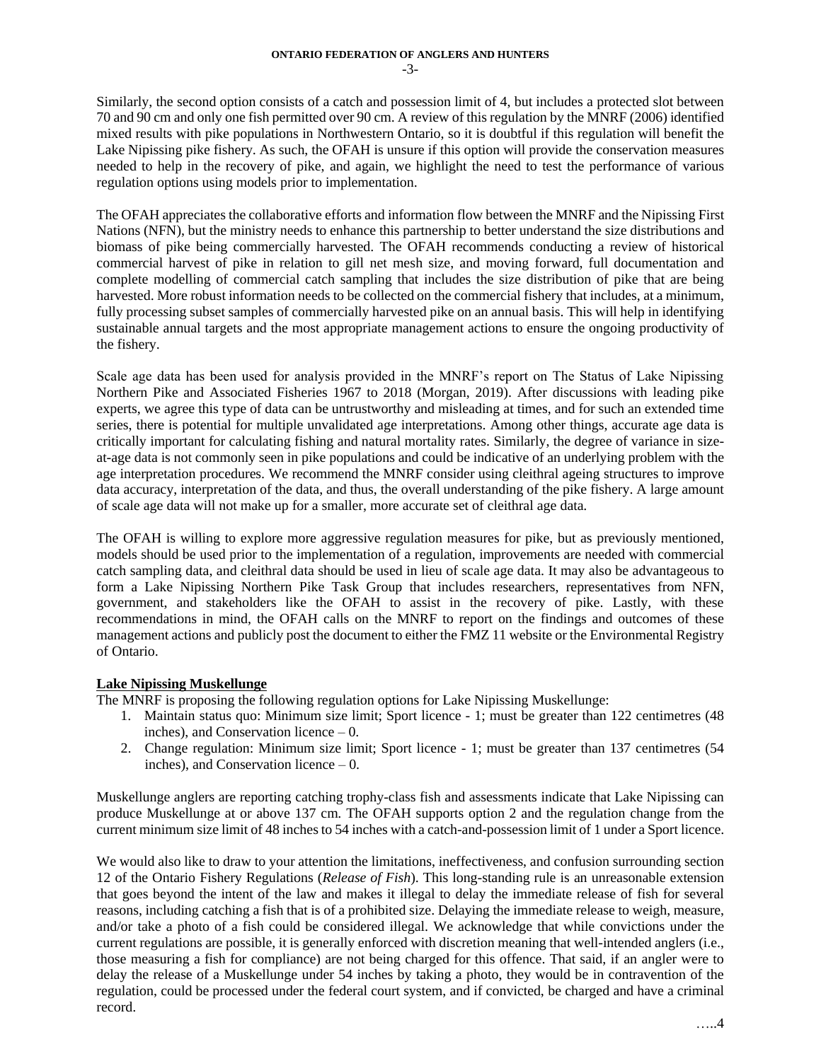Similarly, the second option consists of a catch and possession limit of 4, but includes a protected slot between 70 and 90 cm and only one fish permitted over 90 cm. A review of this regulation by the MNRF (2006) identified mixed results with pike populations in Northwestern Ontario, so it is doubtful if this regulation will benefit the Lake Nipissing pike fishery. As such, the OFAH is unsure if this option will provide the conservation measures needed to help in the recovery of pike, and again, we highlight the need to test the performance of various regulation options using models prior to implementation.

The OFAH appreciates the collaborative efforts and information flow between the MNRF and the Nipissing First Nations (NFN), but the ministry needs to enhance this partnership to better understand the size distributions and biomass of pike being commercially harvested. The OFAH recommends conducting a review of historical commercial harvest of pike in relation to gill net mesh size, and moving forward, full documentation and complete modelling of commercial catch sampling that includes the size distribution of pike that are being harvested. More robust information needs to be collected on the commercial fishery that includes, at a minimum, fully processing subset samples of commercially harvested pike on an annual basis. This will help in identifying sustainable annual targets and the most appropriate management actions to ensure the ongoing productivity of the fishery.

Scale age data has been used for analysis provided in the MNRF's report on The Status of Lake Nipissing Northern Pike and Associated Fisheries 1967 to 2018 (Morgan, 2019). After discussions with leading pike experts, we agree this type of data can be untrustworthy and misleading at times, and for such an extended time series, there is potential for multiple unvalidated age interpretations. Among other things, accurate age data is critically important for calculating fishing and natural mortality rates. Similarly, the degree of variance in size-at-age data is not commonly seen in pike populations and could be indicative of an underlying problem with the age interpretation procedures. We recommend the MNRF consider using cleithral ageing structures to improve data accuracy, interpretation of the data, and thus, the overall understanding of the pike fishery. A large amount of scale age data will not make up for a smaller, more accurate set of cleithral age data.

The OFAH is willing to explore more aggressive regulation measures for pike, but as previously mentioned, models should be used prior to the implementation of a regulation, improvements are needed with commercial catch sampling data, and cleithral data should be used in lieu of scale age data. It may also be advantageous to form a Lake Nipissing Northern Pike Task Group that includes researchers, representatives from NFN, government, and stakeholders like the OFAH to assist in the recovery of pike. Lastly, with these recommendations in mind, the OFAH calls on the MNRF to report on the findings and outcomes of these management actions and publicly post the document to either the FMZ 11 website or the Environmental Registry of Ontario.

**Lake Nipissing Muskellunge**

The MNRF is proposing the following regulation options for Lake Nipissing Muskellunge:

1. Maintain status quo: Minimum size limit; Sport licence - 1; must be greater than 122 centimetres (48 inches), and Conservation licence – 0.
2. Change regulation: Minimum size limit; Sport licence - 1; must be greater than 137 centimetres (54 inches), and Conservation licence – 0.

Muskellunge anglers are reporting catching trophy-class fish and assessments indicate that Lake Nipissing can produce Muskellunge at or above 137 cm. The OFAH supports option 2 and the regulation change from the current minimum size limit of 48 inches to 54 inches with a catch-and-possession limit of 1 under a Sport licence.

We would also like to draw to your attention the limitations, ineffectiveness, and confusion surrounding section 12 of the Ontario Fishery Regulations (*Release of Fish*). This long-standing rule is an unreasonable extension that goes beyond the intent of the law and makes it illegal to delay the immediate release of fish for several reasons, including catching a fish that is of a prohibited size. Delaying the immediate release to weigh, measure, and/or take a photo of a fish could be considered illegal. We acknowledge that while convictions under the current regulations are possible, it is generally enforced with discretion meaning that well-intended anglers (i.e., those measuring a fish for compliance) are not being charged for this offence. That said, if an angler were to delay the release of a Muskellunge under 54 inches by taking a photo, they would be in contravention of the regulation, could be processed under the federal court system, and if convicted, be charged and have a criminal record.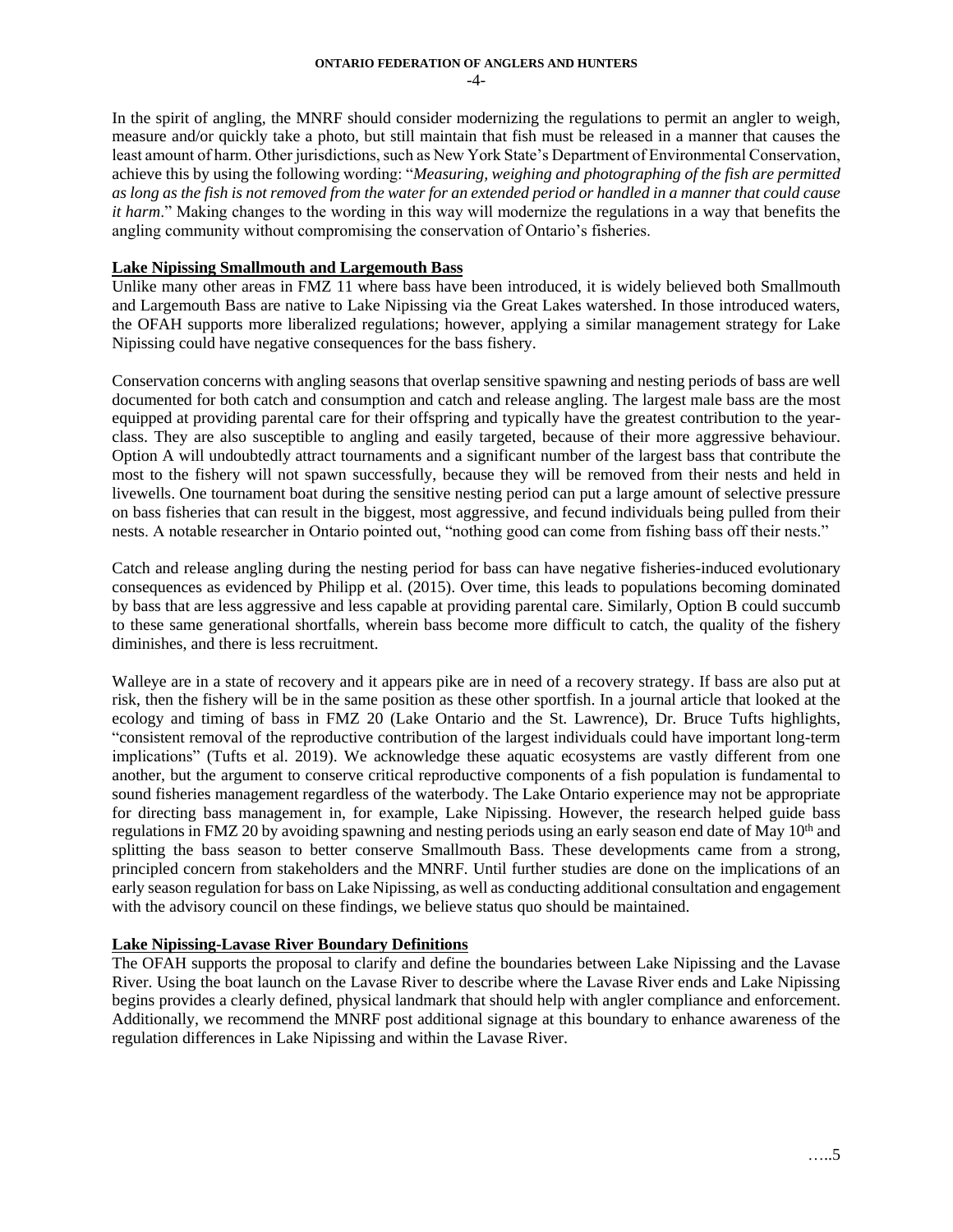In the spirit of angling, the MNRF should consider modernizing the regulations to permit an angler to weigh, measure and/or quickly take a photo, but still maintain that fish must be released in a manner that causes the least amount of harm. Other jurisdictions, such as New York State's Department of Environmental Conservation, achieve this by using the following wording: "*Measuring, weighing and photographing of the fish are permitted as long as the fish is not removed from the water for an extended period or handled in a manner that could cause it harm*." Making changes to the wording in this way will modernize the regulations in a way that benefits the angling community without compromising the conservation of Ontario's fisheries.

**Lake Nipissing Smallmouth and Largemouth Bass**

Unlike many other areas in FMZ 11 where bass have been introduced, it is widely believed both Smallmouth and Largemouth Bass are native to Lake Nipissing via the Great Lakes watershed. In those introduced waters, the OFAH supports more liberalized regulations; however, applying a similar management strategy for Lake Nipissing could have negative consequences for the bass fishery.

Conservation concerns with angling seasons that overlap sensitive spawning and nesting periods of bass are well documented for both catch and consumption and catch and release angling. The largest male bass are the most equipped at providing parental care for their offspring and typically have the greatest contribution to the year-class. They are also susceptible to angling and easily targeted, because of their more aggressive behaviour. Option A will undoubtedly attract tournaments and a significant number of the largest bass that contribute the most to the fishery will not spawn successfully, because they will be removed from their nests and held in livewells. One tournament boat during the sensitive nesting period can put a large amount of selective pressure on bass fisheries that can result in the biggest, most aggressive, and fecund individuals being pulled from their nests. A notable researcher in Ontario pointed out, "nothing good can come from fishing bass off their nests."

Catch and release angling during the nesting period for bass can have negative fisheries-induced evolutionary consequences as evidenced by Philipp et al. (2015). Over time, this leads to populations becoming dominated by bass that are less aggressive and less capable at providing parental care. Similarly, Option B could succumb to these same generational shortfalls, wherein bass become more difficult to catch, the quality of the fishery diminishes, and there is less recruitment.

Walleye are in a state of recovery and it appears pike are in need of a recovery strategy. If bass are also put at risk, then the fishery will be in the same position as these other sportfish. In a journal article that looked at the ecology and timing of bass in FMZ 20 (Lake Ontario and the St. Lawrence), Dr. Bruce Tufts highlights, "consistent removal of the reproductive contribution of the largest individuals could have important long-term implications" (Tufts et al. 2019). We acknowledge these aquatic ecosystems are vastly different from one another, but the argument to conserve critical reproductive components of a fish population is fundamental to sound fisheries management regardless of the waterbody. The Lake Ontario experience may not be appropriate for directing bass management in, for example, Lake Nipissing. However, the research helped guide bass regulations in FMZ 20 by avoiding spawning and nesting periods using an early season end date of May 10th and splitting the bass season to better conserve Smallmouth Bass. These developments came from a strong, principled concern from stakeholders and the MNRF. Until further studies are done on the implications of an early season regulation for bass on Lake Nipissing, as well as conducting additional consultation and engagement with the advisory council on these findings, we believe status quo should be maintained.

**Lake Nipissing-Lavase River Boundary Definitions**

The OFAH supports the proposal to clarify and define the boundaries between Lake Nipissing and the Lavase River. Using the boat launch on the Lavase River to describe where the Lavase River ends and Lake Nipissing begins provides a clearly defined, physical landmark that should help with angler compliance and enforcement. Additionally, we recommend the MNRF post additional signage at this boundary to enhance awareness of the regulation differences in Lake Nipissing and within the Lavase River.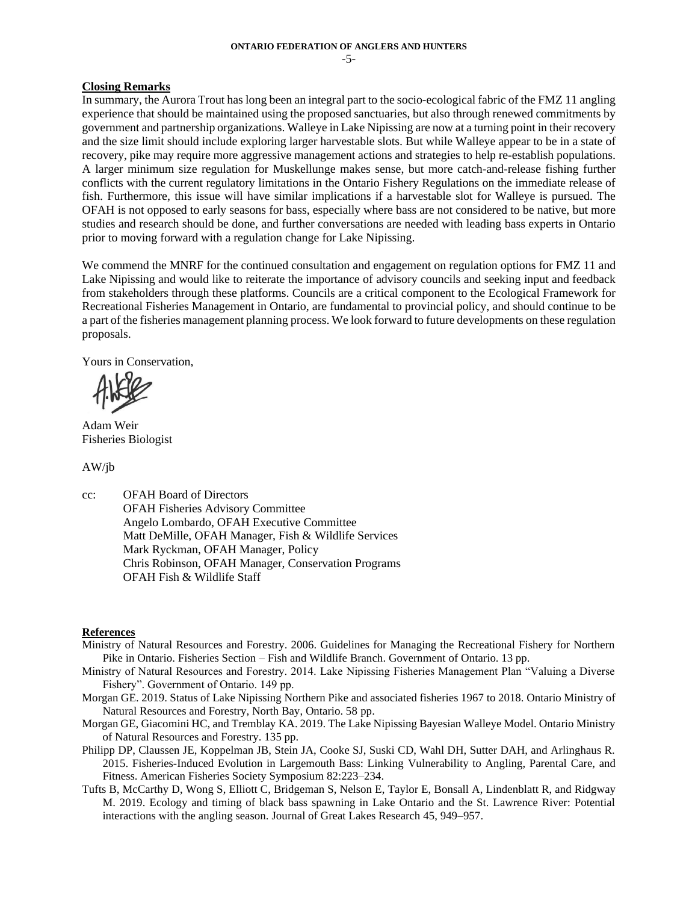**Closing Remarks**

In summary, the Aurora Trout has long been an integral part to the socio-ecological fabric of the FMZ 11 angling experience that should be maintained using the proposed sanctuaries, but also through renewed commitments by government and partnership organizations. Walleye in Lake Nipissing are now at a turning point in their recovery and the size limit should include exploring larger harvestable slots. But while Walleye appear to be in a state of recovery, pike may require more aggressive management actions and strategies to help re-establish populations. A larger minimum size regulation for Muskellunge makes sense, but more catch-and-release fishing further conflicts with the current regulatory limitations in the Ontario Fishery Regulations on the immediate release of fish. Furthermore, this issue will have similar implications if a harvestable slot for Walleye is pursued. The OFAH is not opposed to early seasons for bass, especially where bass are not considered to be native, but more studies and research should be done, and further conversations are needed with leading bass experts in Ontario prior to moving forward with a regulation change for Lake Nipissing.

We commend the MNRF for the continued consultation and engagement on regulation options for FMZ 11 and Lake Nipissing and would like to reiterate the importance of advisory councils and seeking input and feedback from stakeholders through these platforms. Councils are a critical component to the Ecological Framework for Recreational Fisheries Management in Ontario, are fundamental to provincial policy, and should continue to be a part of the fisheries management planning process. We look forward to future developments on these regulation proposals.

Yours in Conservation,

Adam Weir
Fisheries Biologist

AW/jb

cc: OFAH Board of Directors
OFAH Fisheries Advisory Committee
Angelo Lombardo, OFAH Executive Committee
Matt DeMille, OFAH Manager, Fish & Wildlife Services
Mark Ryckman, OFAH Manager, Policy
Chris Robinson, OFAH Manager, Conservation Programs
OFAH Fish & Wildlife Staff

**References**

Ministry of Natural Resources and Forestry. 2006. Guidelines for Managing the Recreational Fishery for Northern Pike in Ontario. Fisheries Section – Fish and Wildlife Branch. Government of Ontario. 13 pp.

Ministry of Natural Resources and Forestry. 2014. Lake Nipissing Fisheries Management Plan "Valuing a Diverse Fishery". Government of Ontario. 149 pp.

Morgan GE. 2019. Status of Lake Nipissing Northern Pike and associated fisheries 1967 to 2018. Ontario Ministry of Natural Resources and Forestry, North Bay, Ontario. 58 pp.

Morgan GE, Giacomini HC, and Tremblay KA. 2019. The Lake Nipissing Bayesian Walleye Model. Ontario Ministry of Natural Resources and Forestry. 135 pp.

Philipp DP, Claussen JE, Koppelman JB, Stein JA, Cooke SJ, Suski CD, Wahl DH, Sutter DAH, and Arlinghaus R. 2015. Fisheries-Induced Evolution in Largemouth Bass: Linking Vulnerability to Angling, Parental Care, and Fitness. American Fisheries Society Symposium 82:223–234.

Tufts B, McCarthy D, Wong S, Elliott C, Bridgeman S, Nelson E, Taylor E, Bonsall A, Lindenblatt R, and Ridgway M. 2019. Ecology and timing of black bass spawning in Lake Ontario and the St. Lawrence River: Potential interactions with the angling season. Journal of Great Lakes Research 45, 949–957.